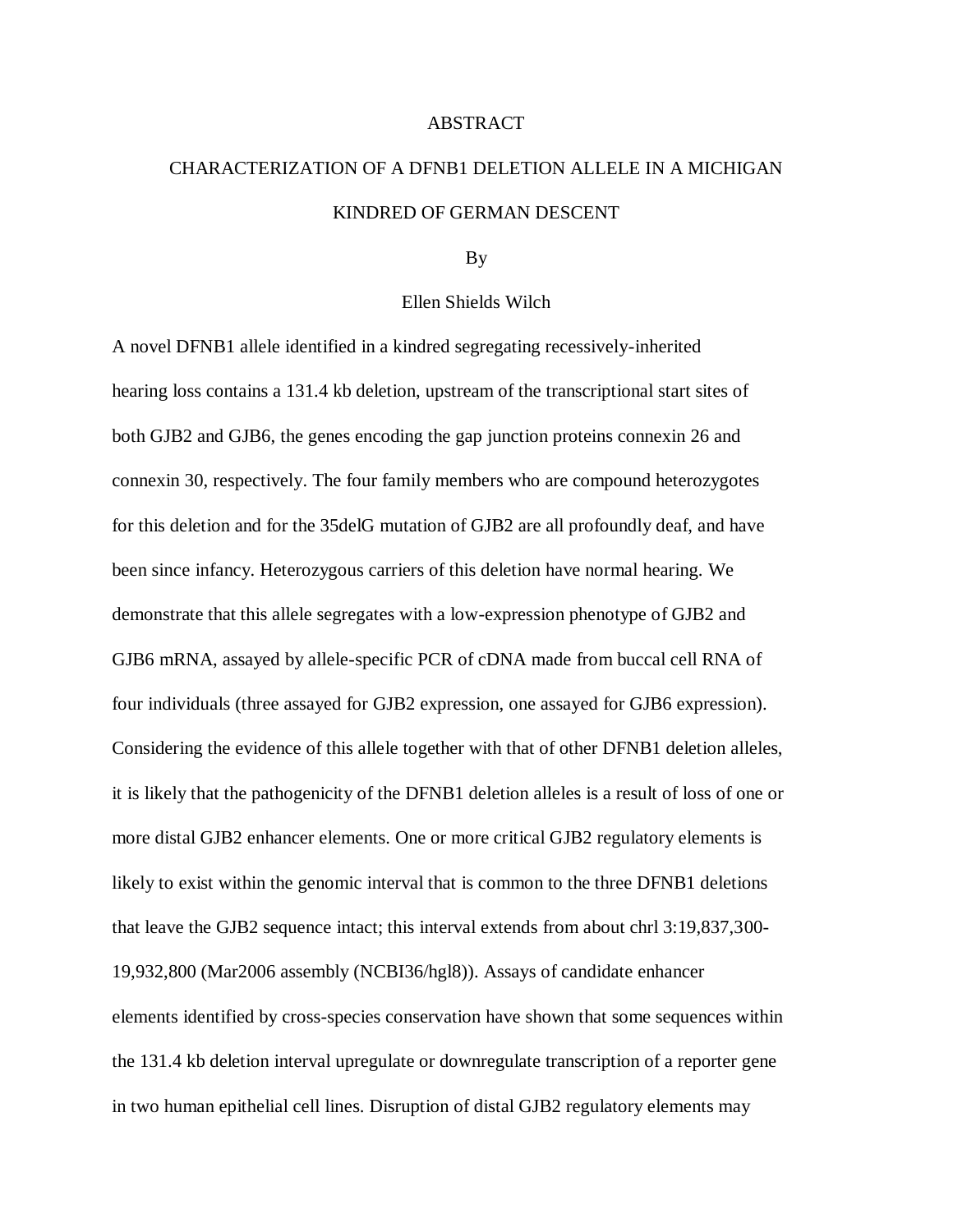# ABSTRACT

## CHARACTERIZATION OF A DFNB1 DELETION ALLELE IN A MICHIGAN KINDRED OF GERMAN DESCENT

By

Ellen Shields Wilch

A novel DFNB1 allele identified in a kindred segregating recessively-inherited hearing loss contains a 131.4 kb deletion, upstream of the transcriptional start sites of both GJB2 and GJB6, the genes encoding the gap junction proteins connexin 26 and connexin 30, respectively. The four family members who are compound heterozygotes for this deletion and for the 35delG mutation of GJB2 are all profoundly deaf, and have been since infancy. Heterozygous carriers of this deletion have normal hearing. We demonstrate that this allele segregates with a low-expression phenotype of GJB2 and GJB6 mRNA, assayed by allele-specific PCR of cDNA made from buccal cell RNA of four individuals (three assayed for GJB2 expression, one assayed for GJB6 expression). Considering the evidence of this allele together with that of other DFNB1 deletion alleles, it is likely that the pathogenicity of the DFNB1 deletion alleles is a result of loss of one or more distal GJB2 enhancer elements. One or more critical GJB2 regulatory elements is likely to exist within the genomic interval that is common to the three DFNB1 deletions that leave the GJB2 sequence intact; this interval extends from about chrl 3:19,837,300-19,932,800 (Mar2006 assembly (NCBI36/hgl8)). Assays of candidate enhancer elements identified by cross-species conservation have shown that some sequences within the 131.4 kb deletion interval upregulate or downregulate transcription of a reporter gene in two human epithelial cell lines. Disruption of distal GJB2 regulatory elements may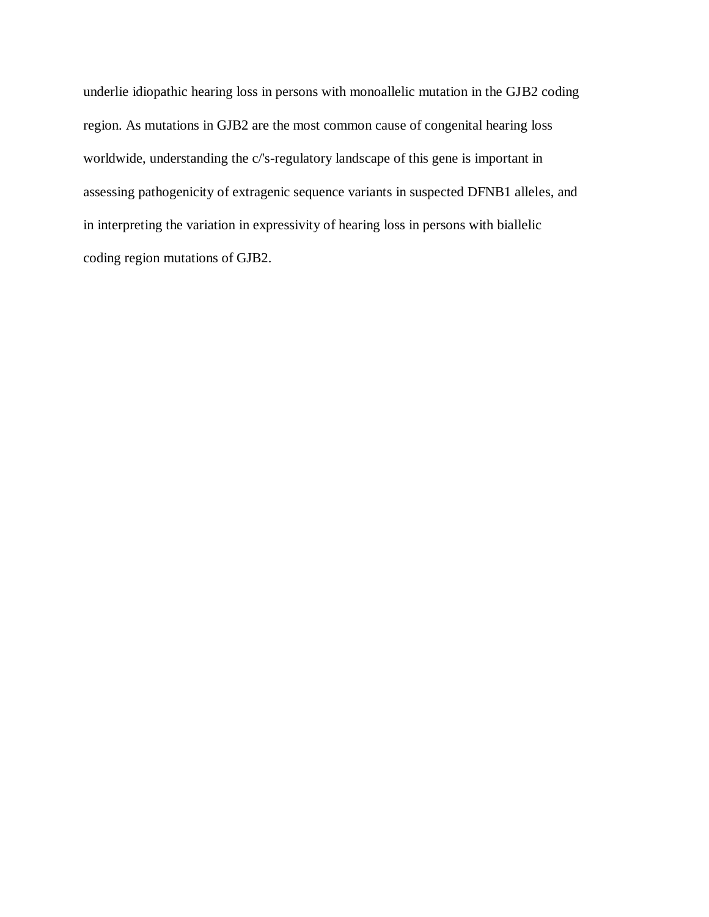underlie idiopathic hearing loss in persons with monoallelic mutation in the GJB2 coding region. As mutations in GJB2 are the most common cause of congenital hearing loss worldwide, understanding the c/'s-regulatory landscape of this gene is important in assessing pathogenicity of extragenic sequence variants in suspected DFNB1 alleles, and in interpreting the variation in expressivity of hearing loss in persons with biallelic coding region mutations of GJB2.